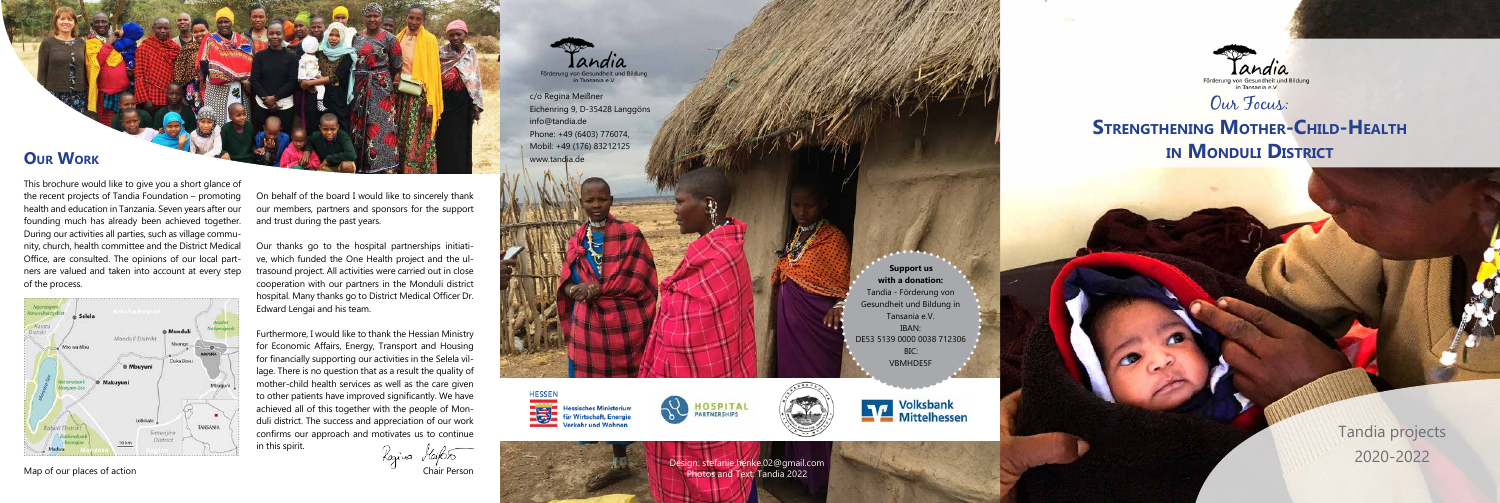## Our Work

This brochure would like to give you a short glance of the recent projects of Tandia Foundation – promoting health and education in Tanzania. Seven years after our founding much has already been achieved together. During our activities all parties, such as village community, church, health committee and the District Medical Office, are consulted. The opinions of our local partners are valued and taken into account at every step of the process.

Map of our places of action

On behalf of the board I would like to sincerely thank our members, partners and sponsors for the support and trust during the past years.

Our thanks go to the hospital partnerships initiative, which funded the One Health project and the ultrasound project. All activities were carried out in close cooperation with our partners in the Monduli district hospital. Many thanks go to District Medical Officer Dr. Edward Lengai and his team.

Furthermore, I would like to thank the Hessian Ministry for Economic Affairs, Energy, Transport and Housing for financially supporting our activities in the Selela village. There is no question that as a result the quality of mother-child health services as well as the care given to other patients have improved significantly. We have achieved all of this together with the people of Monduli district. The success and appreciation of our work confirms our approach and motivates us to continue in this spirit.

Regina Meißner
Chair Person

Tandia
Förderung von Gesundheit und Bildung in Tansania e.V.

c/o Regina Meißner
Eichenring 9, D-35428 Langgöns
info@tandia.de
Phone: +49 (6403) 776074,
Mobil: +49 (176) 83212125
www.tandia.de

**Support us with a donation:**
Tandia - Förderung von Gesundheit und Bildung in Tansania e.V.
IBAN:
DE53 5139 0000 0038 712306
BIC:
VBMHDE5F

HESSEN Hessisches Ministerium für Wirtschaft, Energie, Verkehr und Wohnen

HOSPITAL PARTNERSHIPS

Volksbank Mittelhessen

Design: stefanie.henke.02@gmail.com
Photos and Text: Tandia 2022

Tandia
Förderung von Gesundheit und Bildung in Tansania e.V.

# Our Focus: Strengthening Mother-Child-Health in Monduli District

Tandia projects
2020-2022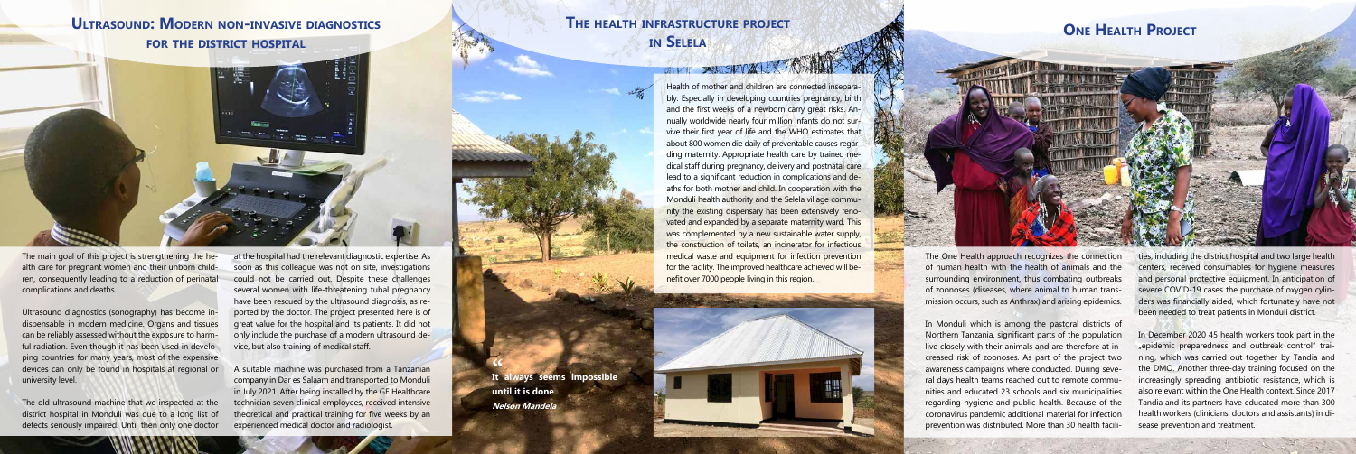## Ultrasound: Modern non-invasive diagnostics for the district hospital

The main goal of this project is strengthening the health care for pregnant women and their unborn children, consequently leading to a reduction of perinatal complications and deaths.

Ultrasound diagnostics (sonography) has become indispensable in modern medicine. Organs and tissues can be reliably assessed without the exposure to harmful radiation. Even though it has been used in developing countries for many years, most of the expensive devices can only be found in hospitals at regional or university level.

The old ultrasound machine that we inspected at the district hospital in Monduli was due to a long list of defects seriously impaired. Until then only one doctor at the hospital had the relevant diagnostic expertise. As soon as this colleague was not on site, investigations could not be carried out. Despite these challenges several women with life-threatening tubal pregnancy have been rescued by the ultrasound diagnosis, as reported by the doctor. The project presented here is of great value for the hospital and its patients. It did not only include the purchase of a modern ultrasound device, but also training of medical staff.

A suitable machine was purchased from a Tanzanian company in Dar es Salaam and transported to Monduli in July 2021. After being installed by the GE Healthcare technician seven clinical employees, received intensive theoretical and practical training for five weeks by an experienced medical doctor and radiologist.

## The health infrastructure project in Selela

Health of mother and children are connected inseparably. Especially in developing countries pregnancy, birth and the first weeks of a newborn carry great risks. Annually worldwide nearly four million infants do not survive their first year of life and the WHO estimates that about 800 women die daily of preventable causes regarding maternity. Appropriate health care by trained medical staff during pregnancy, delivery and postnatal care lead to a significant reduction in complications and deaths for both mother and child. In cooperation with the Monduli health authority and the Selela village community the existing dispensary has been extensively renovated and expanded by a separate maternity ward. This was complemented by a new sustainable water supply, the construction of toilets, an incinerator for infectious medical waste and equipment for infection prevention for the facility. The improved healthcare achieved will benefit over 7000 people living in this region.

> **It always seems impossible until it is done**
> ***Nelson Mandela***

## One Health Project

The One Health approach recognizes the connection of human health with the health of animals and the surrounding environment, thus combating outbreaks of zoonoses (diseases, where animal to human transmission occurs, such as Anthrax) and arising epidemics.

In Monduli which is among the pastoral districts of Northern Tanzania, significant parts of the population live closely with their animals and are therefore at increased risk of zoonoses. As part of the project two awareness campaigns where conducted. During several days health teams reached out to remote communities and educated 23 schools and six municipalities regarding hygiene and public health. Because of the coronavirus pandemic additional material for infection prevention was distributed. More than 30 health facilities, including the district hospital and two large health centers, received consumables for hygiene measures and personal protective equipment. In anticipation of severe COVID-19 cases the purchase of oxygen cylinders was financially aided, which fortunately have not been needed to treat patients in Monduli district.

In December 2020 45 health workers took part in the „epidemic preparedness and outbreak control" training, which was carried out together by Tandia and the DMO. Another three-day training focused on the increasingly spreading antibiotic resistance, which is also relevant within the One Health context. Since 2017 Tandia and its partners have educated more than 300 health workers (clinicians, doctors and assistants) in disease prevention and treatment.